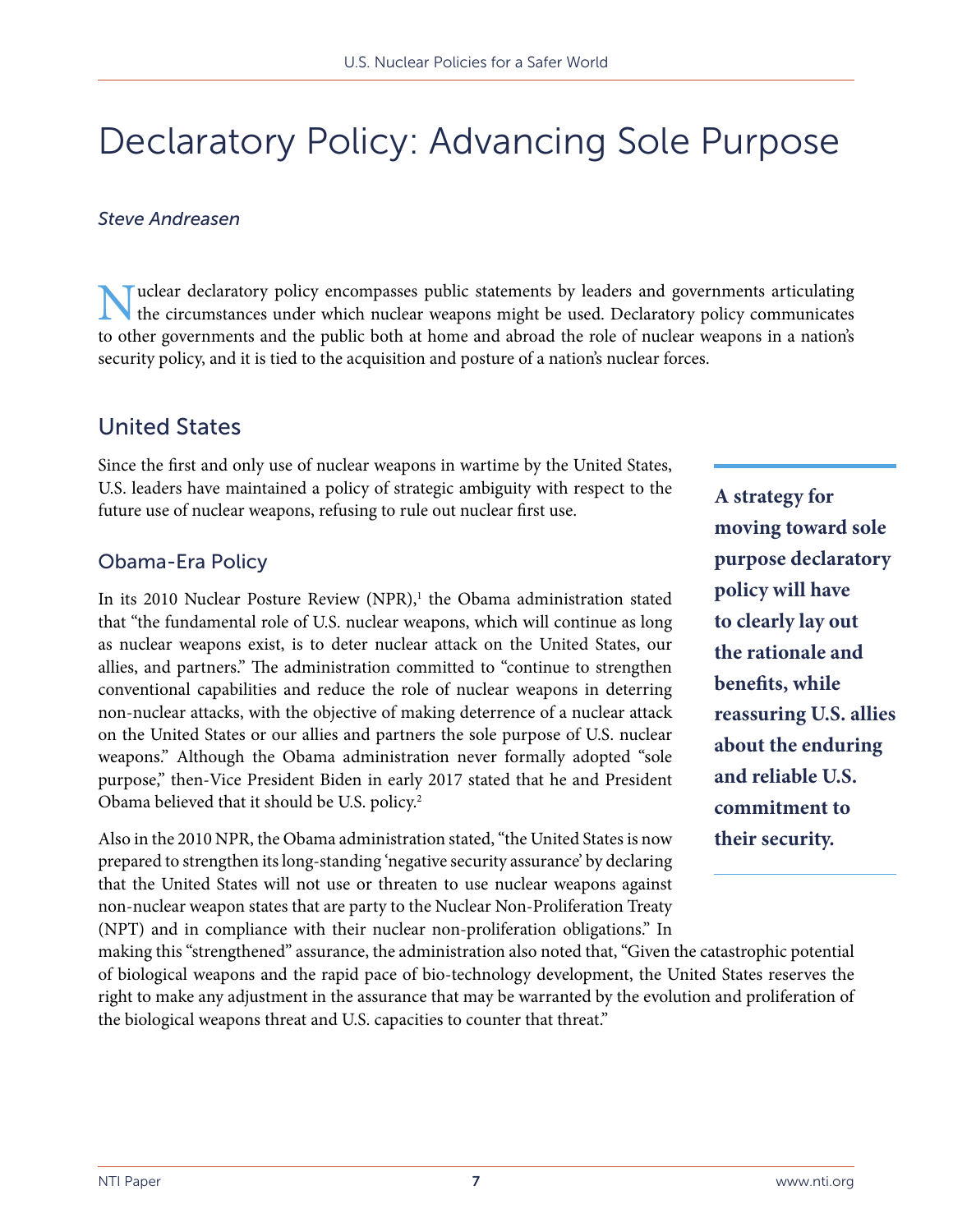# Declaratory Policy: Advancing Sole Purpose

*Steve Andreasen*

Nuclear declaratory policy encompasses public statements by leaders and governments articulating the circumstances under which nuclear weapons might be used. Declaratory policy communicates to other governments and the public both at home and abroad the role of nuclear weapons in a nation's security policy, and it is tied to the acquisition and posture of a nation's nuclear forces.

## United States

Since the first and only use of nuclear weapons in wartime by the United States, U.S. leaders have maintained a policy of strategic ambiguity with respect to the future use of nuclear weapons, refusing to rule out nuclear first use.

**A strategy for moving toward sole purpose declaratory policy will have to clearly lay out the rationale and benefits, while reassuring U.S. allies about the enduring and reliable U.S. commitment to their security.**

### Obama-Era Policy

In its 2010 Nuclear Posture Review (NPR),[1] the Obama administration stated that "the fundamental role of U.S. nuclear weapons, which will continue as long as nuclear weapons exist, is to deter nuclear attack on the United States, our allies, and partners." The administration committed to "continue to strengthen conventional capabilities and reduce the role of nuclear weapons in deterring non-nuclear attacks, with the objective of making deterrence of a nuclear attack on the United States or our allies and partners the sole purpose of U.S. nuclear weapons." Although the Obama administration never formally adopted "sole purpose," then-Vice President Biden in early 2017 stated that he and President Obama believed that it should be U.S. policy.[2]

Also in the 2010 NPR, the Obama administration stated, "the United States is now prepared to strengthen its long-standing 'negative security assurance' by declaring that the United States will not use or threaten to use nuclear weapons against non-nuclear weapon states that are party to the Nuclear Non-Proliferation Treaty (NPT) and in compliance with their nuclear non-proliferation obligations." In making this "strengthened" assurance, the administration also noted that, "Given the catastrophic potential of biological weapons and the rapid pace of bio-technology development, the United States reserves the right to make any adjustment in the assurance that may be warranted by the evolution and proliferation of the biological weapons threat and U.S. capacities to counter that threat."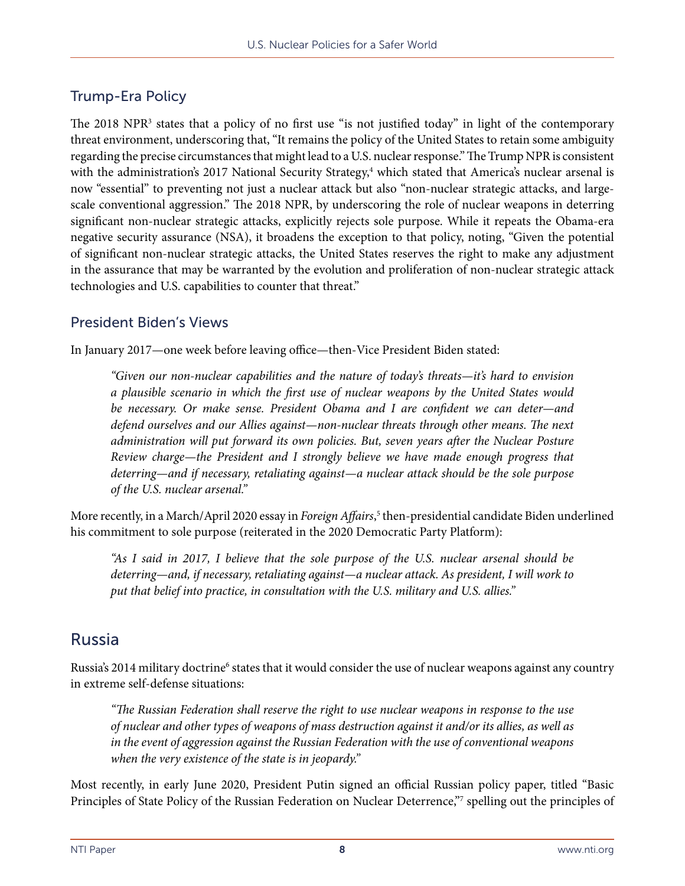## Trump-Era Policy

The 2018 NPR[3] states that a policy of no first use "is not justified today" in light of the contemporary threat environment, underscoring that, "It remains the policy of the United States to retain some ambiguity regarding the precise circumstances that might lead to a U.S. nuclear response." The Trump NPR is consistent with the administration's 2017 National Security Strategy,[4] which stated that America's nuclear arsenal is now "essential" to preventing not just a nuclear attack but also "non-nuclear strategic attacks, and large-scale conventional aggression." The 2018 NPR, by underscoring the role of nuclear weapons in deterring significant non-nuclear strategic attacks, explicitly rejects sole purpose. While it repeats the Obama-era negative security assurance (NSA), it broadens the exception to that policy, noting, "Given the potential of significant non-nuclear strategic attacks, the United States reserves the right to make any adjustment in the assurance that may be warranted by the evolution and proliferation of non-nuclear strategic attack technologies and U.S. capabilities to counter that threat."

## President Biden's Views

In January 2017—one week before leaving office—then-Vice President Biden stated:

> *"Given our non-nuclear capabilities and the nature of today's threats—it's hard to envision a plausible scenario in which the first use of nuclear weapons by the United States would be necessary. Or make sense. President Obama and I are confident we can deter—and defend ourselves and our Allies against—non-nuclear threats through other means. The next administration will put forward its own policies. But, seven years after the Nuclear Posture Review charge—the President and I strongly believe we have made enough progress that deterring—and if necessary, retaliating against—a nuclear attack should be the sole purpose of the U.S. nuclear arsenal."*

More recently, in a March/April 2020 essay in *Foreign Affairs*,[5] then-presidential candidate Biden underlined his commitment to sole purpose (reiterated in the 2020 Democratic Party Platform):

> *"As I said in 2017, I believe that the sole purpose of the U.S. nuclear arsenal should be deterring—and, if necessary, retaliating against—a nuclear attack. As president, I will work to put that belief into practice, in consultation with the U.S. military and U.S. allies."*

# Russia

Russia's 2014 military doctrine[6] states that it would consider the use of nuclear weapons against any country in extreme self-defense situations:

> *"The Russian Federation shall reserve the right to use nuclear weapons in response to the use of nuclear and other types of weapons of mass destruction against it and/or its allies, as well as in the event of aggression against the Russian Federation with the use of conventional weapons when the very existence of the state is in jeopardy."*

Most recently, in early June 2020, President Putin signed an official Russian policy paper, titled "Basic Principles of State Policy of the Russian Federation on Nuclear Deterrence,"[7] spelling out the principles of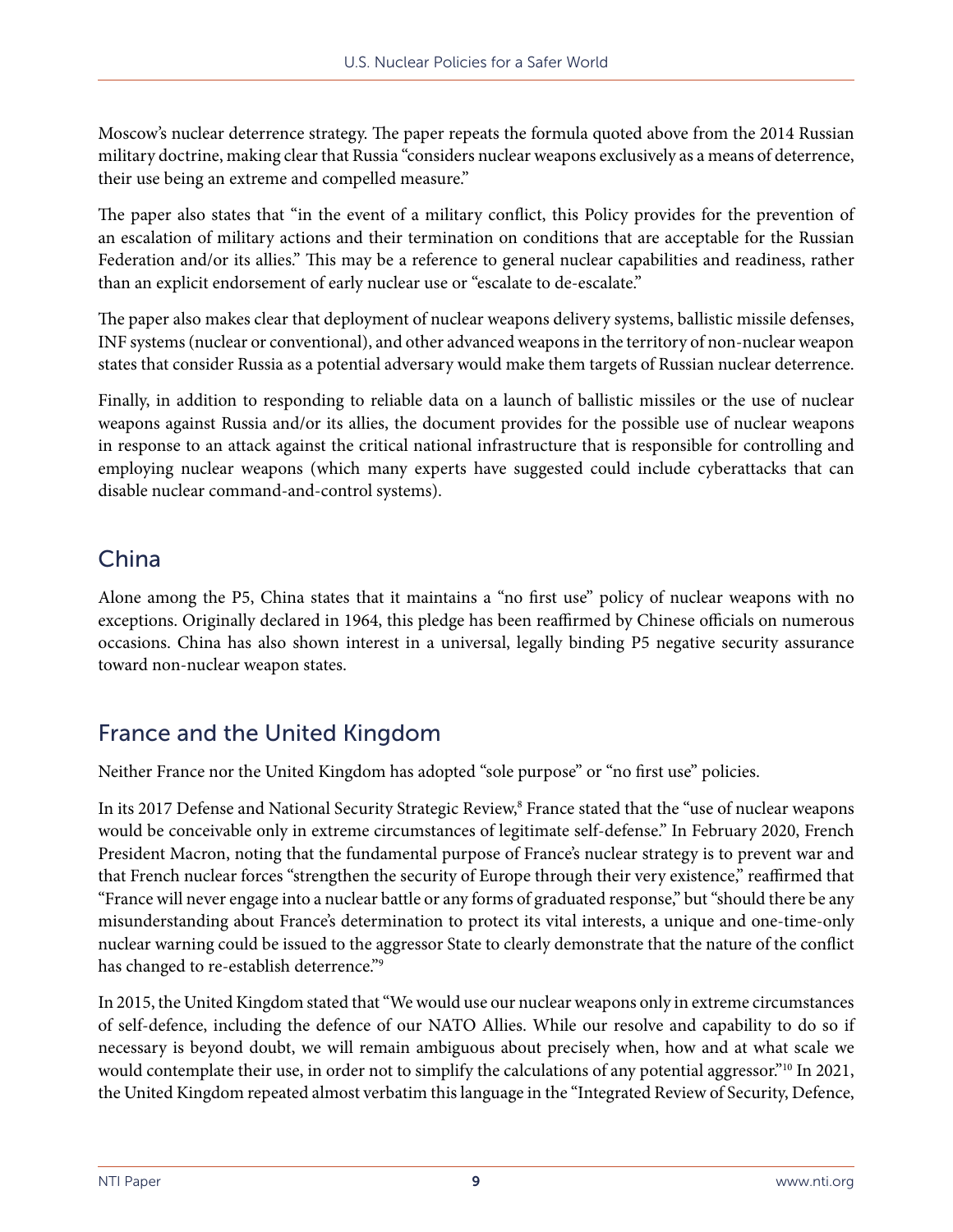Moscow's nuclear deterrence strategy. The paper repeats the formula quoted above from the 2014 Russian military doctrine, making clear that Russia "considers nuclear weapons exclusively as a means of deterrence, their use being an extreme and compelled measure."

The paper also states that "in the event of a military conflict, this Policy provides for the prevention of an escalation of military actions and their termination on conditions that are acceptable for the Russian Federation and/or its allies." This may be a reference to general nuclear capabilities and readiness, rather than an explicit endorsement of early nuclear use or "escalate to de-escalate."

The paper also makes clear that deployment of nuclear weapons delivery systems, ballistic missile defenses, INF systems (nuclear or conventional), and other advanced weapons in the territory of non-nuclear weapon states that consider Russia as a potential adversary would make them targets of Russian nuclear deterrence.

Finally, in addition to responding to reliable data on a launch of ballistic missiles or the use of nuclear weapons against Russia and/or its allies, the document provides for the possible use of nuclear weapons in response to an attack against the critical national infrastructure that is responsible for controlling and employing nuclear weapons (which many experts have suggested could include cyberattacks that can disable nuclear command-and-control systems).

## China

Alone among the P5, China states that it maintains a "no first use" policy of nuclear weapons with no exceptions. Originally declared in 1964, this pledge has been reaffirmed by Chinese officials on numerous occasions. China has also shown interest in a universal, legally binding P5 negative security assurance toward non-nuclear weapon states.

## France and the United Kingdom

Neither France nor the United Kingdom has adopted "sole purpose" or "no first use" policies.

In its 2017 Defense and National Security Strategic Review,[8] France stated that the "use of nuclear weapons would be conceivable only in extreme circumstances of legitimate self-defense." In February 2020, French President Macron, noting that the fundamental purpose of France's nuclear strategy is to prevent war and that French nuclear forces "strengthen the security of Europe through their very existence," reaffirmed that "France will never engage into a nuclear battle or any forms of graduated response," but "should there be any misunderstanding about France's determination to protect its vital interests, a unique and one-time-only nuclear warning could be issued to the aggressor State to clearly demonstrate that the nature of the conflict has changed to re-establish deterrence."[9]

In 2015, the United Kingdom stated that "We would use our nuclear weapons only in extreme circumstances of self-defence, including the defence of our NATO Allies. While our resolve and capability to do so if necessary is beyond doubt, we will remain ambiguous about precisely when, how and at what scale we would contemplate their use, in order not to simplify the calculations of any potential aggressor."[10] In 2021, the United Kingdom repeated almost verbatim this language in the "Integrated Review of Security, Defence,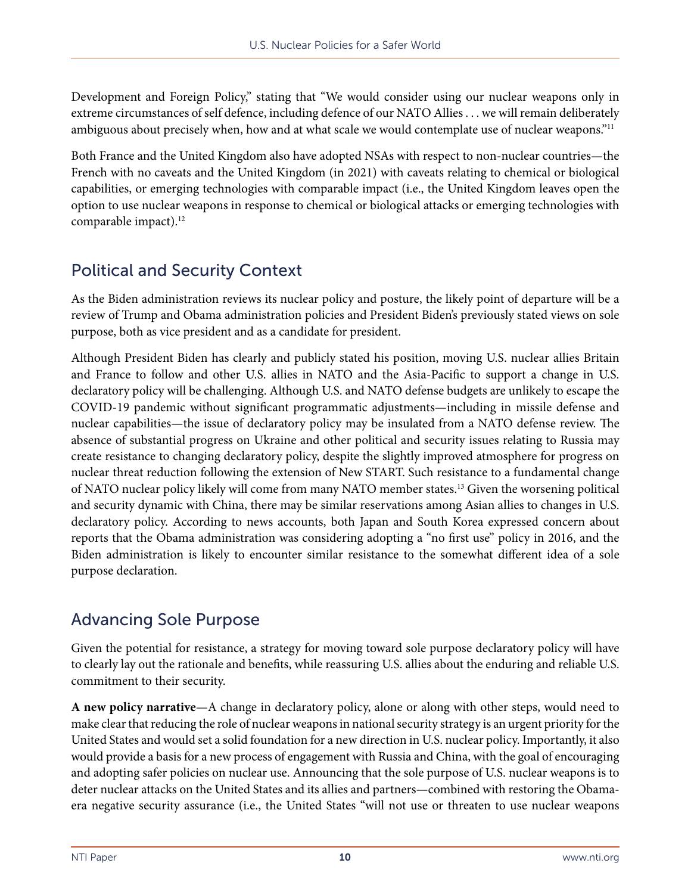Development and Foreign Policy," stating that "We would consider using our nuclear weapons only in extreme circumstances of self defence, including defence of our NATO Allies . . . we will remain deliberately ambiguous about precisely when, how and at what scale we would contemplate use of nuclear weapons."[11]

Both France and the United Kingdom also have adopted NSAs with respect to non-nuclear countries—the French with no caveats and the United Kingdom (in 2021) with caveats relating to chemical or biological capabilities, or emerging technologies with comparable impact (i.e., the United Kingdom leaves open the option to use nuclear weapons in response to chemical or biological attacks or emerging technologies with comparable impact).[12]

## Political and Security Context

As the Biden administration reviews its nuclear policy and posture, the likely point of departure will be a review of Trump and Obama administration policies and President Biden's previously stated views on sole purpose, both as vice president and as a candidate for president.

Although President Biden has clearly and publicly stated his position, moving U.S. nuclear allies Britain and France to follow and other U.S. allies in NATO and the Asia-Pacific to support a change in U.S. declaratory policy will be challenging. Although U.S. and NATO defense budgets are unlikely to escape the COVID-19 pandemic without significant programmatic adjustments—including in missile defense and nuclear capabilities—the issue of declaratory policy may be insulated from a NATO defense review. The absence of substantial progress on Ukraine and other political and security issues relating to Russia may create resistance to changing declaratory policy, despite the slightly improved atmosphere for progress on nuclear threat reduction following the extension of New START. Such resistance to a fundamental change of NATO nuclear policy likely will come from many NATO member states.[13] Given the worsening political and security dynamic with China, there may be similar reservations among Asian allies to changes in U.S. declaratory policy. According to news accounts, both Japan and South Korea expressed concern about reports that the Obama administration was considering adopting a "no first use" policy in 2016, and the Biden administration is likely to encounter similar resistance to the somewhat different idea of a sole purpose declaration.

## Advancing Sole Purpose

Given the potential for resistance, a strategy for moving toward sole purpose declaratory policy will have to clearly lay out the rationale and benefits, while reassuring U.S. allies about the enduring and reliable U.S. commitment to their security.

**A new policy narrative**—A change in declaratory policy, alone or along with other steps, would need to make clear that reducing the role of nuclear weapons in national security strategy is an urgent priority for the United States and would set a solid foundation for a new direction in U.S. nuclear policy. Importantly, it also would provide a basis for a new process of engagement with Russia and China, with the goal of encouraging and adopting safer policies on nuclear use. Announcing that the sole purpose of U.S. nuclear weapons is to deter nuclear attacks on the United States and its allies and partners—combined with restoring the Obama-era negative security assurance (i.e., the United States "will not use or threaten to use nuclear weapons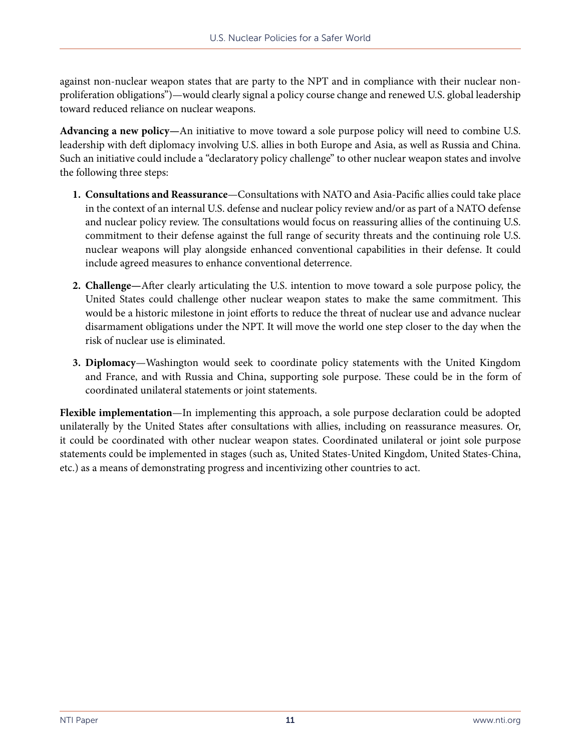against non-nuclear weapon states that are party to the NPT and in compliance with their nuclear non-proliferation obligations")—would clearly signal a policy course change and renewed U.S. global leadership toward reduced reliance on nuclear weapons.

**Advancing a new policy—**An initiative to move toward a sole purpose policy will need to combine U.S. leadership with deft diplomacy involving U.S. allies in both Europe and Asia, as well as Russia and China. Such an initiative could include a "declaratory policy challenge" to other nuclear weapon states and involve the following three steps:

1. **Consultations and Reassurance**—Consultations with NATO and Asia-Pacific allies could take place in the context of an internal U.S. defense and nuclear policy review and/or as part of a NATO defense and nuclear policy review. The consultations would focus on reassuring allies of the continuing U.S. commitment to their defense against the full range of security threats and the continuing role U.S. nuclear weapons will play alongside enhanced conventional capabilities in their defense. It could include agreed measures to enhance conventional deterrence.

2. **Challenge—**After clearly articulating the U.S. intention to move toward a sole purpose policy, the United States could challenge other nuclear weapon states to make the same commitment. This would be a historic milestone in joint efforts to reduce the threat of nuclear use and advance nuclear disarmament obligations under the NPT. It will move the world one step closer to the day when the risk of nuclear use is eliminated.

3. **Diplomacy**—Washington would seek to coordinate policy statements with the United Kingdom and France, and with Russia and China, supporting sole purpose. These could be in the form of coordinated unilateral statements or joint statements.

**Flexible implementation**—In implementing this approach, a sole purpose declaration could be adopted unilaterally by the United States after consultations with allies, including on reassurance measures. Or, it could be coordinated with other nuclear weapon states. Coordinated unilateral or joint sole purpose statements could be implemented in stages (such as, United States-United Kingdom, United States-China, etc.) as a means of demonstrating progress and incentivizing other countries to act.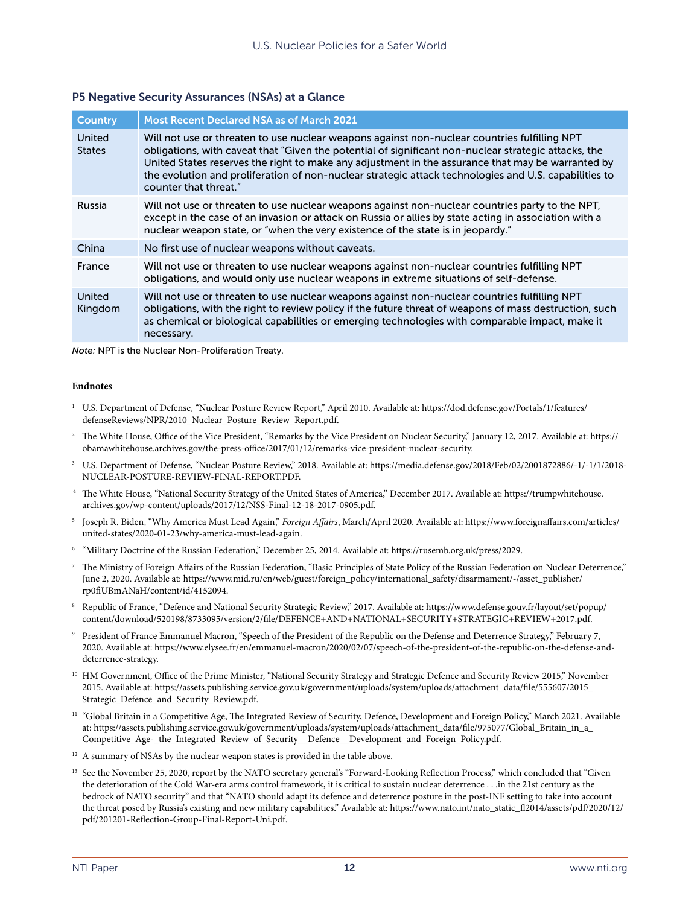## P5 Negative Security Assurances (NSAs) at a Glance

| Country | Most Recent Declared NSA as of March 2021 |
|---|---|
| United States | Will not use or threaten to use nuclear weapons against non-nuclear countries fulfilling NPT obligations, with caveat that "Given the potential of significant non-nuclear strategic attacks, the United States reserves the right to make any adjustment in the assurance that may be warranted by the evolution and proliferation of non-nuclear strategic attack technologies and U.S. capabilities to counter that threat." |
| Russia | Will not use or threaten to use nuclear weapons against non-nuclear countries party to the NPT, except in the case of an invasion or attack on Russia or allies by state acting in association with a nuclear weapon state, or "when the very existence of the state is in jeopardy." |
| China | No first use of nuclear weapons without caveats. |
| France | Will not use or threaten to use nuclear weapons against non-nuclear countries fulfilling NPT obligations, and would only use nuclear weapons in extreme situations of self-defense. |
| United Kingdom | Will not use or threaten to use nuclear weapons against non-nuclear countries fulfilling NPT obligations, with the right to review policy if the future threat of weapons of mass destruction, such as chemical or biological capabilities or emerging technologies with comparable impact, make it necessary. |

*Note:* NPT is the Nuclear Non-Proliferation Treaty.

### Endnotes

1. U.S. Department of Defense, "Nuclear Posture Review Report," April 2010. Available at: https://dod.defense.gov/Portals/1/features/defenseReviews/NPR/2010_Nuclear_Posture_Review_Report.pdf.
2. The White House, Office of the Vice President, "Remarks by the Vice President on Nuclear Security," January 12, 2017. Available at: https://obamawhitehouse.archives.gov/the-press-office/2017/01/12/remarks-vice-president-nuclear-security.
3. U.S. Department of Defense, "Nuclear Posture Review," 2018. Available at: https://media.defense.gov/2018/Feb/02/2001872886/-1/-1/1/2018-NUCLEAR-POSTURE-REVIEW-FINAL-REPORT.PDF.
4. The White House, "National Security Strategy of the United States of America," December 2017. Available at: https://trumpwhitehouse.archives.gov/wp-content/uploads/2017/12/NSS-Final-12-18-2017-0905.pdf.
5. Joseph R. Biden, "Why America Must Lead Again," *Foreign Affairs*, March/April 2020. Available at: https://www.foreignaffairs.com/articles/united-states/2020-01-23/why-america-must-lead-again.
6. "Military Doctrine of the Russian Federation," December 25, 2014. Available at: https://rusemb.org.uk/press/2029.
7. The Ministry of Foreign Affairs of the Russian Federation, "Basic Principles of State Policy of the Russian Federation on Nuclear Deterrence," June 2, 2020. Available at: https://www.mid.ru/en/web/guest/foreign_policy/international_safety/disarmament/-/asset_publisher/rp0fiUBmANaH/content/id/4152094.
8. Republic of France, "Defence and National Security Strategic Review," 2017. Available at: https://www.defense.gouv.fr/layout/set/popup/content/download/520198/8733095/version/2/file/DEFENCE+AND+NATIONAL+SECURITY+STRATEGIC+REVIEW+2017.pdf.
9. President of France Emmanuel Macron, "Speech of the President of the Republic on the Defense and Deterrence Strategy," February 7, 2020. Available at: https://www.elysee.fr/en/emmanuel-macron/2020/02/07/speech-of-the-president-of-the-republic-on-the-defense-and-deterrence-strategy.
10. HM Government, Office of the Prime Minister, "National Security Strategy and Strategic Defence and Security Review 2015," November 2015. Available at: https://assets.publishing.service.gov.uk/government/uploads/system/uploads/attachment_data/file/555607/2015_Strategic_Defence_and_Security_Review.pdf.
11. "Global Britain in a Competitive Age, The Integrated Review of Security, Defence, Development and Foreign Policy," March 2021. Available at: https://assets.publishing.service.gov.uk/government/uploads/system/uploads/attachment_data/file/975077/Global_Britain_in_a_Competitive_Age-_the_Integrated_Review_of_Security__Defence__Development_and_Foreign_Policy.pdf.
12. A summary of NSAs by the nuclear weapon states is provided in the table above.
13. See the November 25, 2020, report by the NATO secretary general's "Forward-Looking Reflection Process," which concluded that "Given the deterioration of the Cold War-era arms control framework, it is critical to sustain nuclear deterrence . . .in the 21st century as the bedrock of NATO security" and that "NATO should adapt its defence and deterrence posture in the post-INF setting to take into account the threat posed by Russia's existing and new military capabilities." Available at: https://www.nato.int/nato_static_fl2014/assets/pdf/2020/12/pdf/201201-Reflection-Group-Final-Report-Uni.pdf.